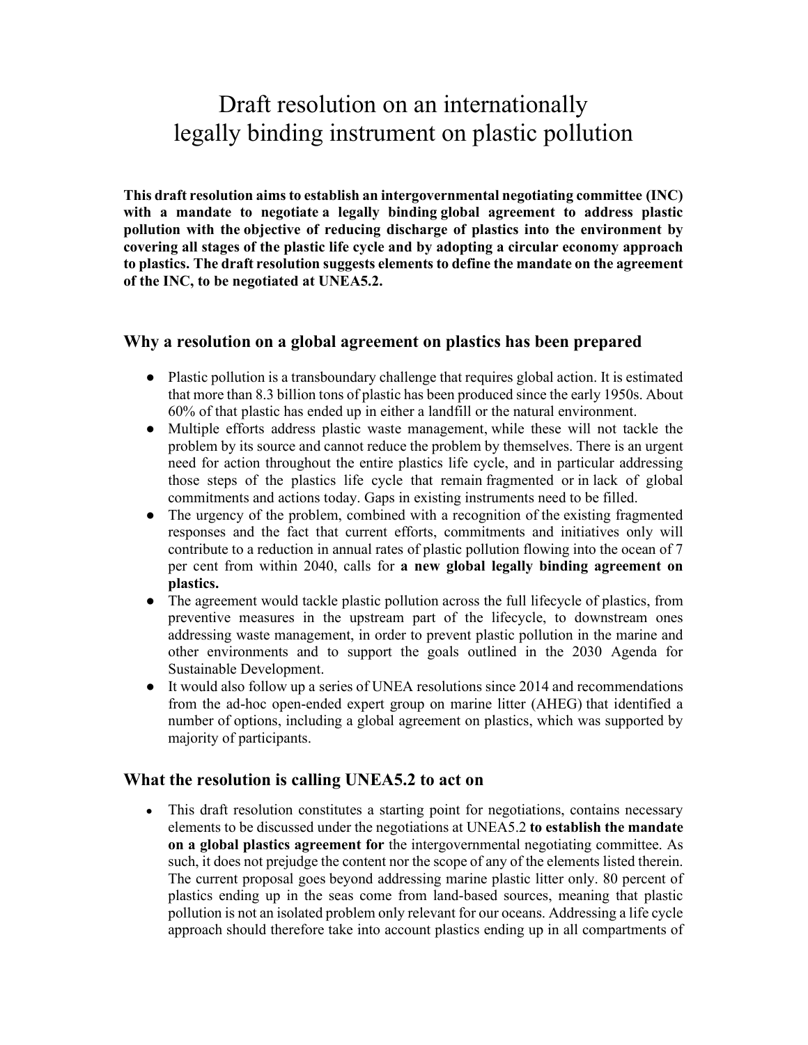# Draft resolution on an internationally legally binding instrument on plastic pollution

**This draft resolution aims to establish an intergovernmental negotiating committee (INC) with a mandate to negotiate a legally binding global agreement to address plastic pollution with the objective of reducing discharge of plastics into the environment by covering all stages of the plastic life cycle and by adopting a circular economy approach to plastics. The draft resolution suggests elements to define the mandate on the agreement of the INC, to be negotiated at UNEA5.2.**

## Why a resolution on a global agreement on plastics has been prepared

- Plastic pollution is a transboundary challenge that requires global action. It is estimated that more than 8.3 billion tons of plastic has been produced since the early 1950s. About 60% of that plastic has ended up in either a landfill or the natural environment.
- Multiple efforts address plastic waste management, while these will not tackle the problem by its source and cannot reduce the problem by themselves. There is an urgent need for action throughout the entire plastics life cycle, and in particular addressing those steps of the plastics life cycle that remain fragmented or in lack of global commitments and actions today. Gaps in existing instruments need to be filled.
- The urgency of the problem, combined with a recognition of the existing fragmented responses and the fact that current efforts, commitments and initiatives only will contribute to a reduction in annual rates of plastic pollution flowing into the ocean of 7 per cent from within 2040, calls for **a new global legally binding agreement on plastics.**
- The agreement would tackle plastic pollution across the full lifecycle of plastics, from preventive measures in the upstream part of the lifecycle, to downstream ones addressing waste management, in order to prevent plastic pollution in the marine and other environments and to support the goals outlined in the 2030 Agenda for Sustainable Development.
- It would also follow up a series of UNEA resolutions since 2014 and recommendations from the ad-hoc open-ended expert group on marine litter (AHEG) that identified a number of options, including a global agreement on plastics, which was supported by majority of participants.

## What the resolution is calling UNEA5.2 to act on

- This draft resolution constitutes a starting point for negotiations, contains necessary elements to be discussed under the negotiations at UNEA5.2 **to establish the mandate on a global plastics agreement for** the intergovernmental negotiating committee. As such, it does not prejudge the content nor the scope of any of the elements listed therein. The current proposal goes beyond addressing marine plastic litter only. 80 percent of plastics ending up in the seas come from land-based sources, meaning that plastic pollution is not an isolated problem only relevant for our oceans. Addressing a life cycle approach should therefore take into account plastics ending up in all compartments of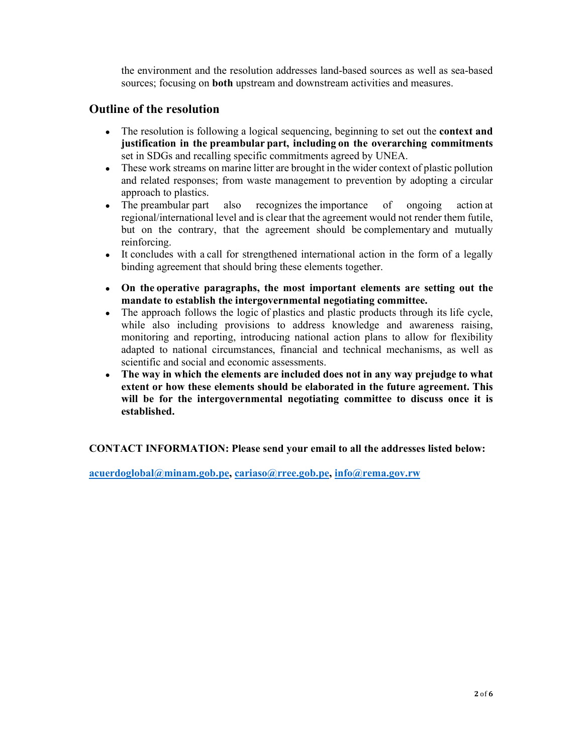the environment and the resolution addresses land-based sources as well as sea-based sources; focusing on **both** upstream and downstream activities and measures.

## Outline of the resolution

- The resolution is following a logical sequencing, beginning to set out the **context and justification in the preambular part, including on the overarching commitments** set in SDGs and recalling specific commitments agreed by UNEA.
- These work streams on marine litter are brought in the wider context of plastic pollution and related responses; from waste management to prevention by adopting a circular approach to plastics.
- The preambular part also recognizes the importance of ongoing action at regional/international level and is clear that the agreement would not render them futile, but on the contrary, that the agreement should be complementary and mutually reinforcing.
- It concludes with a call for strengthened international action in the form of a legally binding agreement that should bring these elements together.

- **On the operative paragraphs, the most important elements are setting out the mandate to establish the intergovernmental negotiating committee.**
- The approach follows the logic of plastics and plastic products through its life cycle, while also including provisions to address knowledge and awareness raising, monitoring and reporting, introducing national action plans to allow for flexibility adapted to national circumstances, financial and technical mechanisms, as well as scientific and social and economic assessments.
- **The way in which the elements are included does not in any way prejudge to what extent or how these elements should be elaborated in the future agreement. This will be for the intergovernmental negotiating committee to discuss once it is established.**

**CONTACT INFORMATION: Please send your email to all the addresses listed below:**

**acuerdoglobal@minam.gob.pe, cariaso@rree.gob.pe, info@rema.gov.rw**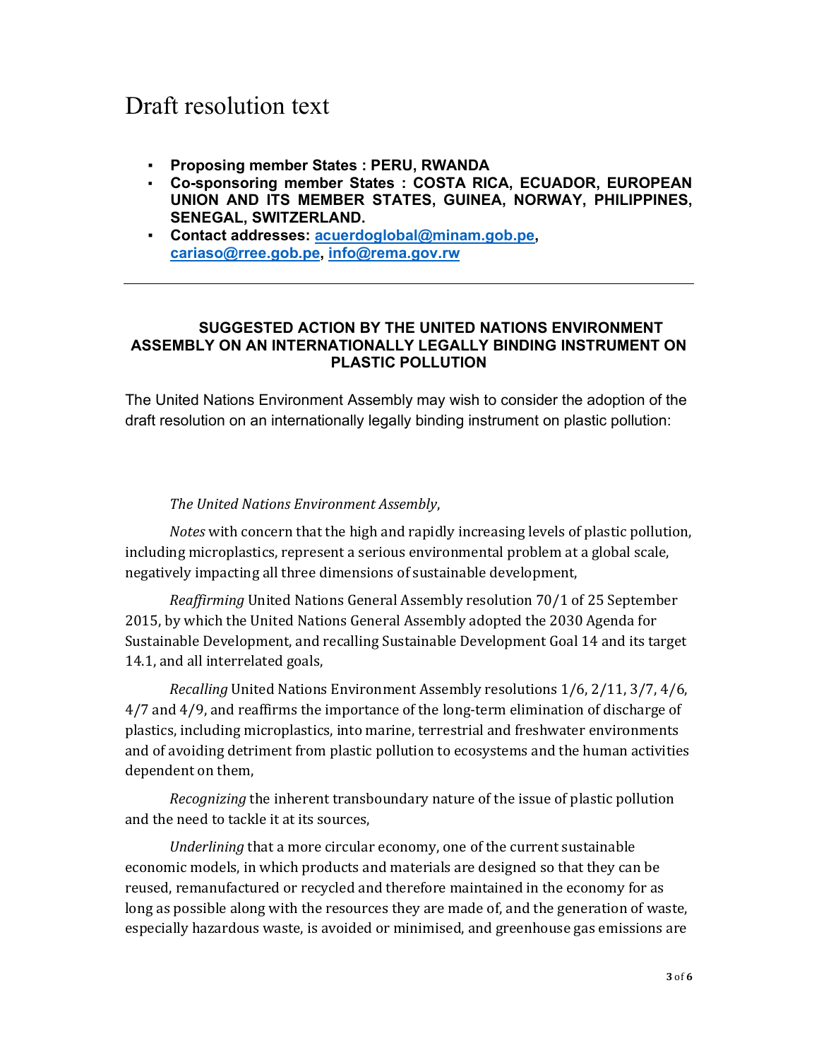# Draft resolution text

- **Proposing member States : PERU, RWANDA**
- **Co-sponsoring member States : COSTA RICA, ECUADOR, EUROPEAN UNION AND ITS MEMBER STATES, GUINEA, NORWAY, PHILIPPINES, SENEGAL, SWITZERLAND.**
- **Contact addresses: acuerdoglobal@minam.gob.pe, cariaso@rree.gob.pe, info@rema.gov.rw**

---

**SUGGESTED ACTION BY THE UNITED NATIONS ENVIRONMENT ASSEMBLY ON AN INTERNATIONALLY LEGALLY BINDING INSTRUMENT ON PLASTIC POLLUTION**

The United Nations Environment Assembly may wish to consider the adoption of the draft resolution on an internationally legally binding instrument on plastic pollution:

*The United Nations Environment Assembly*,

*Notes* with concern that the high and rapidly increasing levels of plastic pollution, including microplastics, represent a serious environmental problem at a global scale, negatively impacting all three dimensions of sustainable development,

*Reaffirming* United Nations General Assembly resolution 70/1 of 25 September 2015, by which the United Nations General Assembly adopted the 2030 Agenda for Sustainable Development, and recalling Sustainable Development Goal 14 and its target 14.1, and all interrelated goals,

*Recalling* United Nations Environment Assembly resolutions 1/6, 2/11, 3/7, 4/6, 4/7 and 4/9, and reaffirms the importance of the long-term elimination of discharge of plastics, including microplastics, into marine, terrestrial and freshwater environments and of avoiding detriment from plastic pollution to ecosystems and the human activities dependent on them,

*Recognizing* the inherent transboundary nature of the issue of plastic pollution and the need to tackle it at its sources,

*Underlining* that a more circular economy, one of the current sustainable economic models, in which products and materials are designed so that they can be reused, remanufactured or recycled and therefore maintained in the economy for as long as possible along with the resources they are made of, and the generation of waste, especially hazardous waste, is avoided or minimised, and greenhouse gas emissions are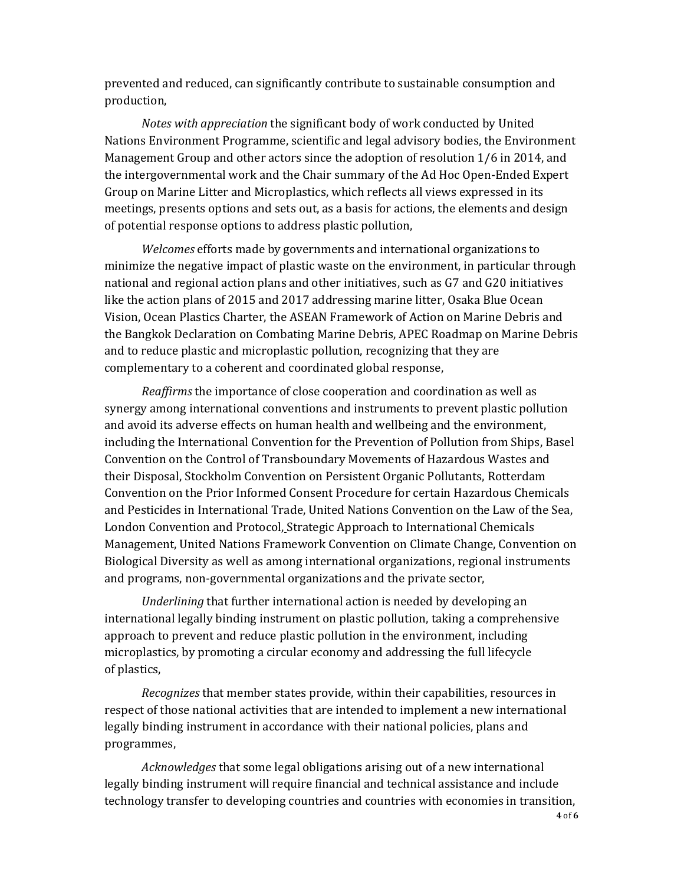prevented and reduced, can significantly contribute to sustainable consumption and production,

*Notes with appreciation* the significant body of work conducted by United Nations Environment Programme, scientific and legal advisory bodies, the Environment Management Group and other actors since the adoption of resolution 1/6 in 2014, and the intergovernmental work and the Chair summary of the Ad Hoc Open-Ended Expert Group on Marine Litter and Microplastics, which reflects all views expressed in its meetings, presents options and sets out, as a basis for actions, the elements and design of potential response options to address plastic pollution,

*Welcomes* efforts made by governments and international organizations to minimize the negative impact of plastic waste on the environment, in particular through national and regional action plans and other initiatives, such as G7 and G20 initiatives like the action plans of 2015 and 2017 addressing marine litter, Osaka Blue Ocean Vision, Ocean Plastics Charter, the ASEAN Framework of Action on Marine Debris and the Bangkok Declaration on Combating Marine Debris, APEC Roadmap on Marine Debris and to reduce plastic and microplastic pollution, recognizing that they are complementary to a coherent and coordinated global response,

*Reaffirms* the importance of close cooperation and coordination as well as synergy among international conventions and instruments to prevent plastic pollution and avoid its adverse effects on human health and wellbeing and the environment, including the International Convention for the Prevention of Pollution from Ships, Basel Convention on the Control of Transboundary Movements of Hazardous Wastes and their Disposal, Stockholm Convention on Persistent Organic Pollutants, Rotterdam Convention on the Prior Informed Consent Procedure for certain Hazardous Chemicals and Pesticides in International Trade, United Nations Convention on the Law of the Sea, London Convention and Protocol, Strategic Approach to International Chemicals Management, United Nations Framework Convention on Climate Change, Convention on Biological Diversity as well as among international organizations, regional instruments and programs, non-governmental organizations and the private sector,

*Underlining* that further international action is needed by developing an international legally binding instrument on plastic pollution, taking a comprehensive approach to prevent and reduce plastic pollution in the environment, including microplastics, by promoting a circular economy and addressing the full lifecycle of plastics,

*Recognizes* that member states provide, within their capabilities, resources in respect of those national activities that are intended to implement a new international legally binding instrument in accordance with their national policies, plans and programmes,

*Acknowledges* that some legal obligations arising out of a new international legally binding instrument will require financial and technical assistance and include technology transfer to developing countries and countries with economies in transition,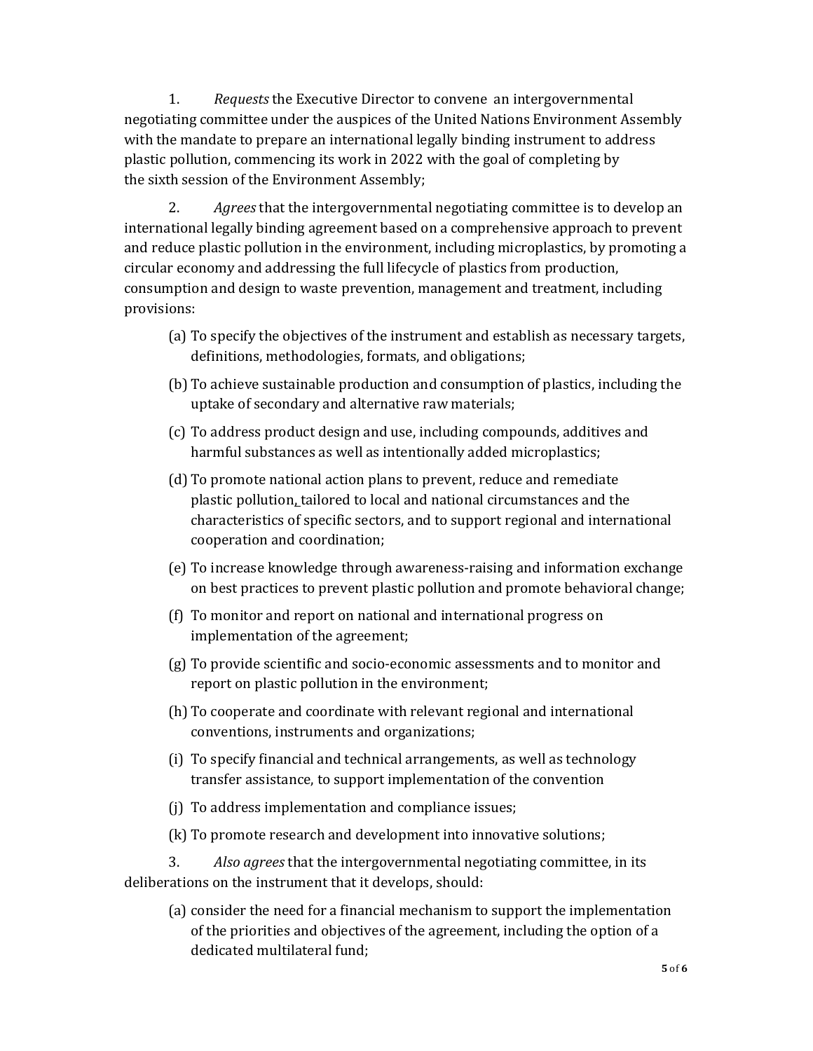1. *Requests* the Executive Director to convene an intergovernmental negotiating committee under the auspices of the United Nations Environment Assembly with the mandate to prepare an international legally binding instrument to address plastic pollution, commencing its work in 2022 with the goal of completing by the sixth session of the Environment Assembly;

2. *Agrees* that the intergovernmental negotiating committee is to develop an international legally binding agreement based on a comprehensive approach to prevent and reduce plastic pollution in the environment, including microplastics, by promoting a circular economy and addressing the full lifecycle of plastics from production, consumption and design to waste prevention, management and treatment, including provisions:

(a) To specify the objectives of the instrument and establish as necessary targets, definitions, methodologies, formats, and obligations;

(b) To achieve sustainable production and consumption of plastics, including the uptake of secondary and alternative raw materials;

(c) To address product design and use, including compounds, additives and harmful substances as well as intentionally added microplastics;

(d) To promote national action plans to prevent, reduce and remediate plastic pollution, tailored to local and national circumstances and the characteristics of specific sectors, and to support regional and international cooperation and coordination;

(e) To increase knowledge through awareness-raising and information exchange on best practices to prevent plastic pollution and promote behavioral change;

(f) To monitor and report on national and international progress on implementation of the agreement;

(g) To provide scientific and socio-economic assessments and to monitor and report on plastic pollution in the environment;

(h) To cooperate and coordinate with relevant regional and international conventions, instruments and organizations;

(i) To specify financial and technical arrangements, as well as technology transfer assistance, to support implementation of the convention

(j) To address implementation and compliance issues;

(k) To promote research and development into innovative solutions;

3. *Also agrees* that the intergovernmental negotiating committee, in its deliberations on the instrument that it develops, should:

(a) consider the need for a financial mechanism to support the implementation of the priorities and objectives of the agreement, including the option of a dedicated multilateral fund;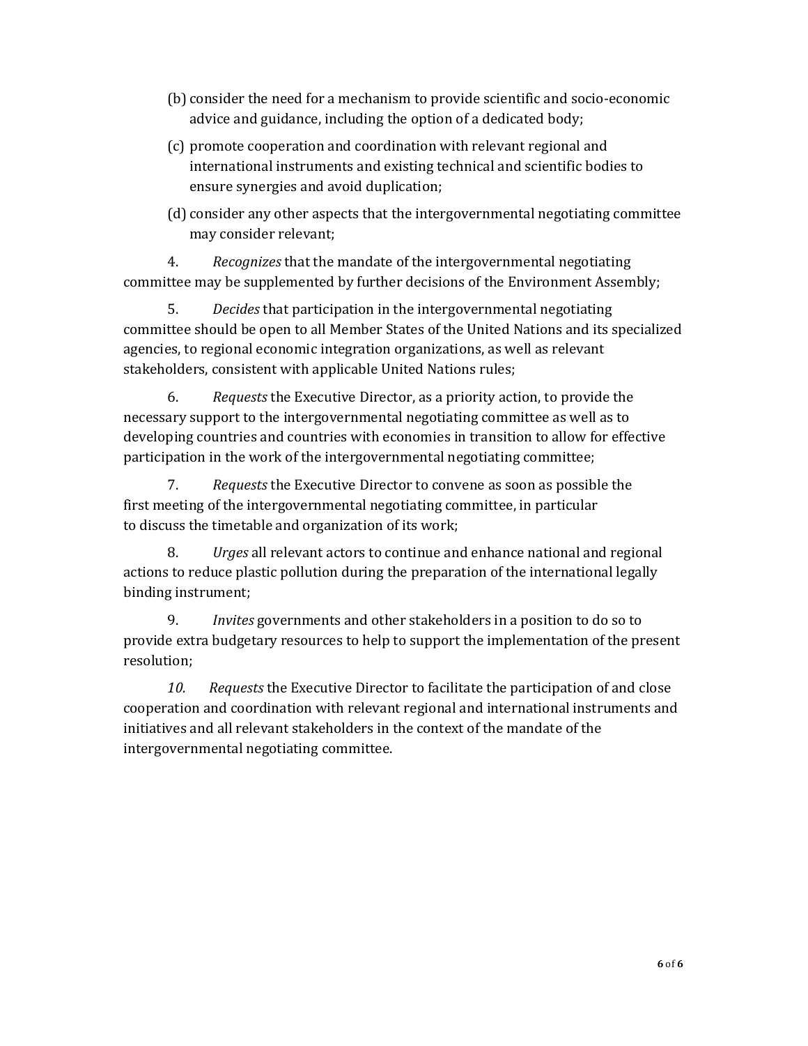(b) consider the need for a mechanism to provide scientific and socio-economic advice and guidance, including the option of a dedicated body;

(c) promote cooperation and coordination with relevant regional and international instruments and existing technical and scientific bodies to ensure synergies and avoid duplication;

(d) consider any other aspects that the intergovernmental negotiating committee may consider relevant;

4. *Recognizes* that the mandate of the intergovernmental negotiating committee may be supplemented by further decisions of the Environment Assembly;

5. *Decides* that participation in the intergovernmental negotiating committee should be open to all Member States of the United Nations and its specialized agencies, to regional economic integration organizations, as well as relevant stakeholders, consistent with applicable United Nations rules;

6. *Requests* the Executive Director, as a priority action, to provide the necessary support to the intergovernmental negotiating committee as well as to developing countries and countries with economies in transition to allow for effective participation in the work of the intergovernmental negotiating committee;

7. *Requests* the Executive Director to convene as soon as possible the first meeting of the intergovernmental negotiating committee, in particular to discuss the timetable and organization of its work;

8. *Urges* all relevant actors to continue and enhance national and regional actions to reduce plastic pollution during the preparation of the international legally binding instrument;

9. *Invites* governments and other stakeholders in a position to do so to provide extra budgetary resources to help to support the implementation of the present resolution;

*10.* *Requests* the Executive Director to facilitate the participation of and close cooperation and coordination with relevant regional and international instruments and initiatives and all relevant stakeholders in the context of the mandate of the intergovernmental negotiating committee.